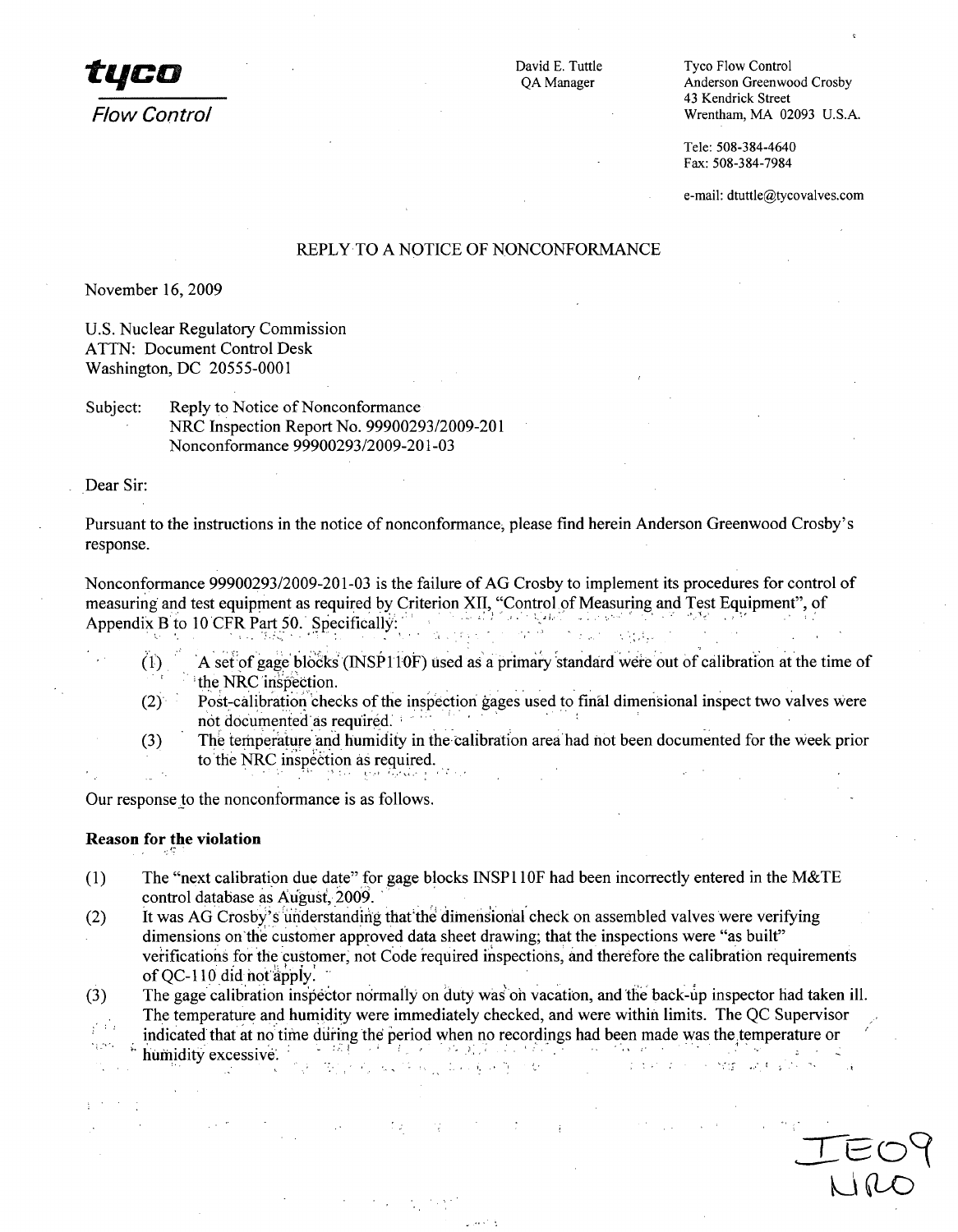**tyco**
*Flow Control*

David E. Tuttle
QA Manager

Tyco Flow Control
Anderson Greenwood Crosby
43 Kendrick Street
Wrentham, MA 02093 U.S.A.

Tele: 508-384-4640
Fax: 508-384-7984

e-mail: dtuttle@tycovalves.com

REPLY TO A NOTICE OF NONCONFORMANCE

November 16, 2009

U.S. Nuclear Regulatory Commission
ATTN: Document Control Desk
Washington, DC 20555-0001

Subject: Reply to Notice of Nonconformance
NRC Inspection Report No. 99900293/2009-201
Nonconformance 99900293/2009-201-03

Dear Sir:

Pursuant to the instructions in the notice of nonconformance, please find herein Anderson Greenwood Crosby's response.

Nonconformance 99900293/2009-201-03 is the failure of AG Crosby to implement its procedures for control of measuring and test equipment as required by Criterion XII, "Control of Measuring and Test Equipment", of Appendix B to 10 CFR Part 50. Specifically:

(1) A set of gage blocks (INSP110F) used as a primary standard were out of calibration at the time of the NRC inspection.
(2) Post-calibration checks of the inspection gages used to final dimensional inspect two valves were not documented as required.
(3) The temperature and humidity in the calibration area had not been documented for the week prior to the NRC inspection as required.

Our response to the nonconformance is as follows.

**Reason for the violation**

(1) The "next calibration due date" for gage blocks INSP110F had been incorrectly entered in the M&TE control database as August, 2009.
(2) It was AG Crosby's understanding that the dimensional check on assembled valves were verifying dimensions on the customer approved data sheet drawing; that the inspections were "as built" verifications for the customer, not Code required inspections, and therefore the calibration requirements of QC-110 did not apply.
(3) The gage calibration inspector normally on duty was on vacation, and the back-up inspector had taken ill. The temperature and humidity were immediately checked, and were within limits. The QC Supervisor indicated that at no time during the period when no recordings had been made was the temperature or humidity excessive.

IE09
NRO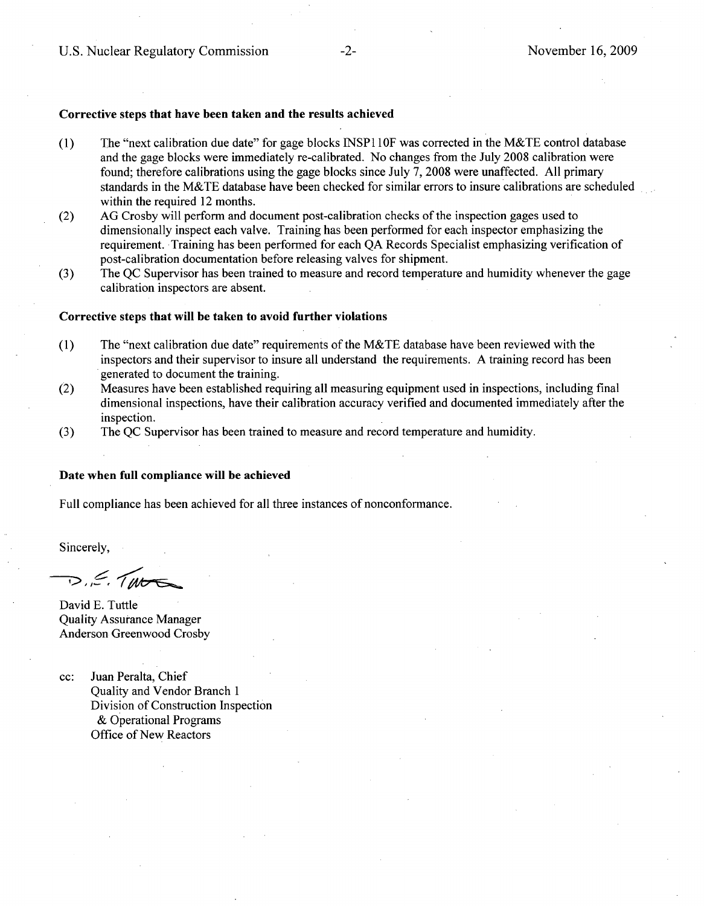**Corrective steps that have been taken and the results achieved**

(1) The "next calibration due date" for gage blocks INSP110F was corrected in the M&TE control database and the gage blocks were immediately re-calibrated. No changes from the July 2008 calibration were found; therefore calibrations using the gage blocks since July 7, 2008 were unaffected. All primary standards in the M&TE database have been checked for similar errors to insure calibrations are scheduled within the required 12 months.

(2) AG Crosby will perform and document post-calibration checks of the inspection gages used to dimensionally inspect each valve. Training has been performed for each inspector emphasizing the requirement. Training has been performed for each QA Records Specialist emphasizing verification of post-calibration documentation before releasing valves for shipment.

(3) The QC Supervisor has been trained to measure and record temperature and humidity whenever the gage calibration inspectors are absent.

**Corrective steps that will be taken to avoid further violations**

(1) The "next calibration due date" requirements of the M&TE database have been reviewed with the inspectors and their supervisor to insure all understand the requirements. A training record has been generated to document the training.

(2) Measures have been established requiring all measuring equipment used in inspections, including final dimensional inspections, have their calibration accuracy verified and documented immediately after the inspection.

(3) The QC Supervisor has been trained to measure and record temperature and humidity.

**Date when full compliance will be achieved**

Full compliance has been achieved for all three instances of nonconformance.

Sincerely,

D. E. Tuttle

David E. Tuttle
Quality Assurance Manager
Anderson Greenwood Crosby

cc: Juan Peralta, Chief
Quality and Vendor Branch 1
Division of Construction Inspection
& Operational Programs
Office of New Reactors